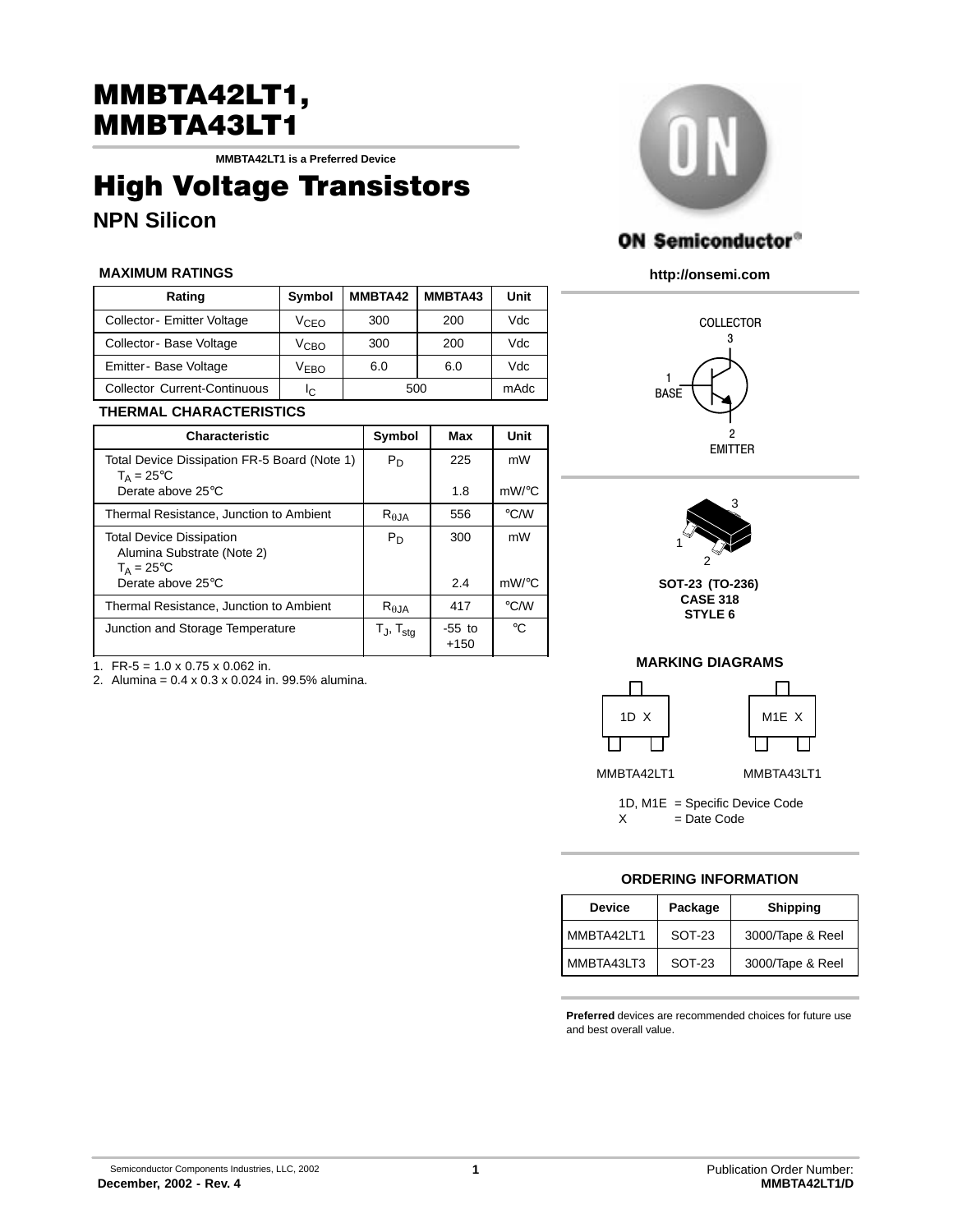# MMBTA42LT1, MMBTA43LT1

**MMBTA42LT1 is a Preferred Device**

# High Voltage Transistors

## NPN Silicon

**ON Semiconductor®**

**http://onsemi.com**

### MAXIMUM RATINGS

| Rating | Symbol | MMBTA42 | MMBTA43 | Unit |
|---|---|---|---|---|
| Collector- Emitter Voltage | $V_{CEO}$ | 300 | 200 | Vdc |
| Collector- Base Voltage | $V_{CBO}$ | 300 | 200 | Vdc |
| Emitter- Base Voltage | $V_{EBO}$ | 6.0 | 6.0 | Vdc |
| Collector Current-Continuous | $I_C$ | 500 | | mAdc |

### THERMAL CHARACTERISTICS

| Characteristic | Symbol | Max | Unit |
|---|---|---|---|
| Total Device Dissipation FR-5 Board (Note 1) $T_A = 25°C$ Derate above 25°C | $P_D$ | 225<br>1.8 | mW<br>mW/°C |
| Thermal Resistance, Junction to Ambient | $R_{\theta JA}$ | 556 | °C/W |
| Total Device Dissipation Alumina Substrate (Note 2) $T_A = 25°C$ Derate above 25°C | $P_D$ | 300<br>2.4 | mW<br>mW/°C |
| Thermal Resistance, Junction to Ambient | $R_{\theta JA}$ | 417 | °C/W |
| Junction and Storage Temperature | $T_J, T_{stg}$ | -55 to +150 | °C |

1. FR-5 = 1.0 x 0.75 x 0.062 in.
2. Alumina = 0.4 x 0.3 x 0.024 in. 99.5% alumina.

COLLECTOR 3

1 BASE

2 EMITTER

SOT-23 (TO-236)
CASE 318
STYLE 6

### MARKING DIAGRAMS

| MMBTA42LT1 | MMBTA43LT1 |
|---|---|
| 1D X | M1E X |

1D, M1E = Specific Device Code
X = Date Code

### ORDERING INFORMATION

| Device | Package | Shipping |
|---|---|---|
| MMBTA42LT1 | SOT-23 | 3000/Tape & Reel |
| MMBTA43LT3 | SOT-23 | 3000/Tape & Reel |

**Preferred** devices are recommended choices for future use and best overall value.

Semiconductor Components Industries, LLC, 2002
December, 2002 - Rev. 4

Publication Order Number:
MMBTA42LT1/D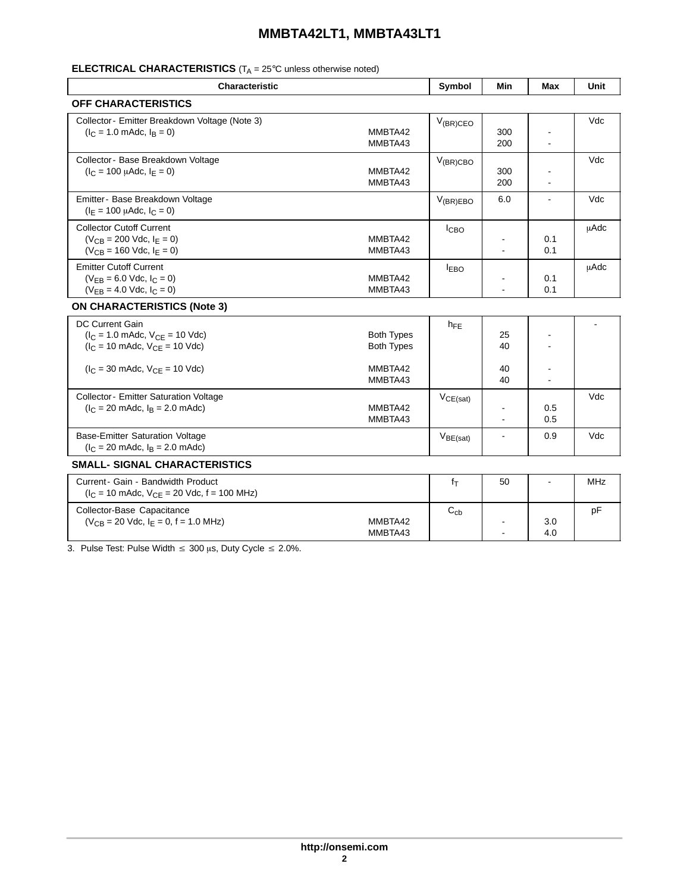## ELECTRICAL CHARACTERISTICS ($T_A$ = 25°C unless otherwise noted)

| Characteristic | | Symbol | Min | Max | Unit |
|---|---|---|---|---|---|
| **OFF CHARACTERISTICS** | | | | | |
| Collector-Emitter Breakdown Voltage (Note 3) ($I_C$ = 1.0 mAdc, $I_B$ = 0) | MMBTA42<br>MMBTA43 | $V_{(BR)CEO}$ | 300<br>200 | -<br>- | Vdc |
| Collector-Base Breakdown Voltage ($I_C$ = 100 μAdc, $I_E$ = 0) | MMBTA42<br>MMBTA43 | $V_{(BR)CBO}$ | 300<br>200 | -<br>- | Vdc |
| Emitter-Base Breakdown Voltage ($I_E$ = 100 μAdc, $I_C$ = 0) | | $V_{(BR)EBO}$ | 6.0 | - | Vdc |
| Collector Cutoff Current<br>($V_{CB}$ = 200 Vdc, $I_E$ = 0)<br>($V_{CB}$ = 160 Vdc, $I_E$ = 0) | MMBTA42<br>MMBTA43 | $I_{CBO}$ | -<br>- | 0.1<br>0.1 | μAdc |
| Emitter Cutoff Current<br>($V_{EB}$ = 6.0 Vdc, $I_C$ = 0)<br>($V_{EB}$ = 4.0 Vdc, $I_C$ = 0) | MMBTA42<br>MMBTA43 | $I_{EBO}$ | -<br>- | 0.1<br>0.1 | μAdc |
| **ON CHARACTERISTICS (Note 3)** | | | | | |
| DC Current Gain<br>($I_C$ = 1.0 mAdc, $V_{CE}$ = 10 Vdc)<br>($I_C$ = 10 mAdc, $V_{CE}$ = 10 Vdc)<br>($I_C$ = 30 mAdc, $V_{CE}$ = 10 Vdc) | Both Types<br>Both Types<br>MMBTA42<br>MMBTA43 | $h_{FE}$ | 25<br>40<br>40<br>40 | -<br>-<br>-<br>- | - |
| Collector-Emitter Saturation Voltage ($I_C$ = 20 mAdc, $I_B$ = 2.0 mAdc) | MMBTA42<br>MMBTA43 | $V_{CE(sat)}$ | -<br>- | 0.5<br>0.5 | Vdc |
| Base-Emitter Saturation Voltage ($I_C$ = 20 mAdc, $I_B$ = 2.0 mAdc) | | $V_{BE(sat)}$ | - | 0.9 | Vdc |
| **SMALL-SIGNAL CHARACTERISTICS** | | | | | |
| Current-Gain - Bandwidth Product ($I_C$ = 10 mAdc, $V_{CE}$ = 20 Vdc, f = 100 MHz) | | $f_T$ | 50 | - | MHz |
| Collector-Base Capacitance ($V_{CB}$ = 20 Vdc, $I_E$ = 0, f = 1.0 MHz) | MMBTA42<br>MMBTA43 | $C_{cb}$ | -<br>- | 3.0<br>4.0 | pF |

3. Pulse Test: Pulse Width ≤ 300 μs, Duty Cycle ≤ 2.0%.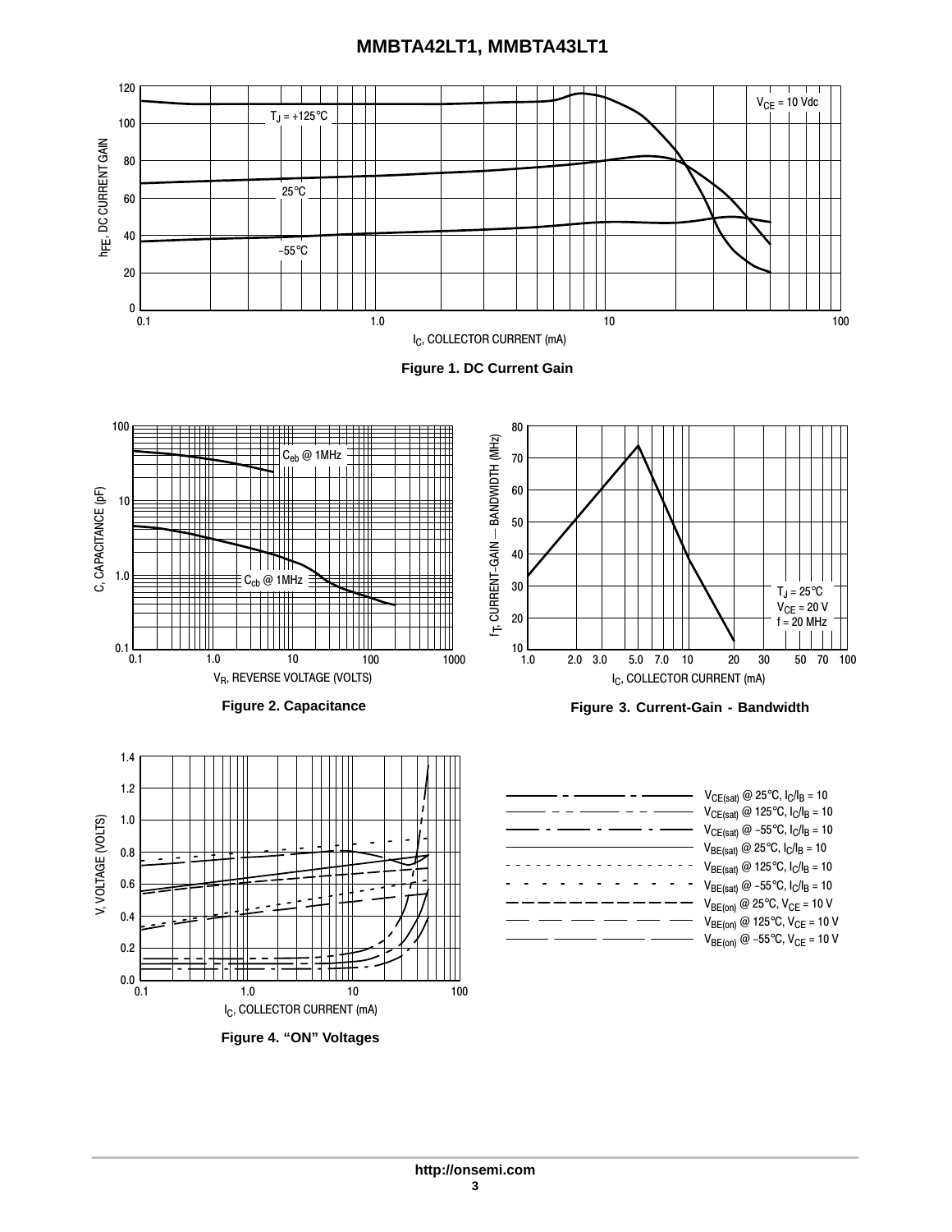Figure 1. DC Current Gain

Figure 2. Capacitance

Figure 3. Current-Gain - Bandwidth

Figure 4. "ON" Voltages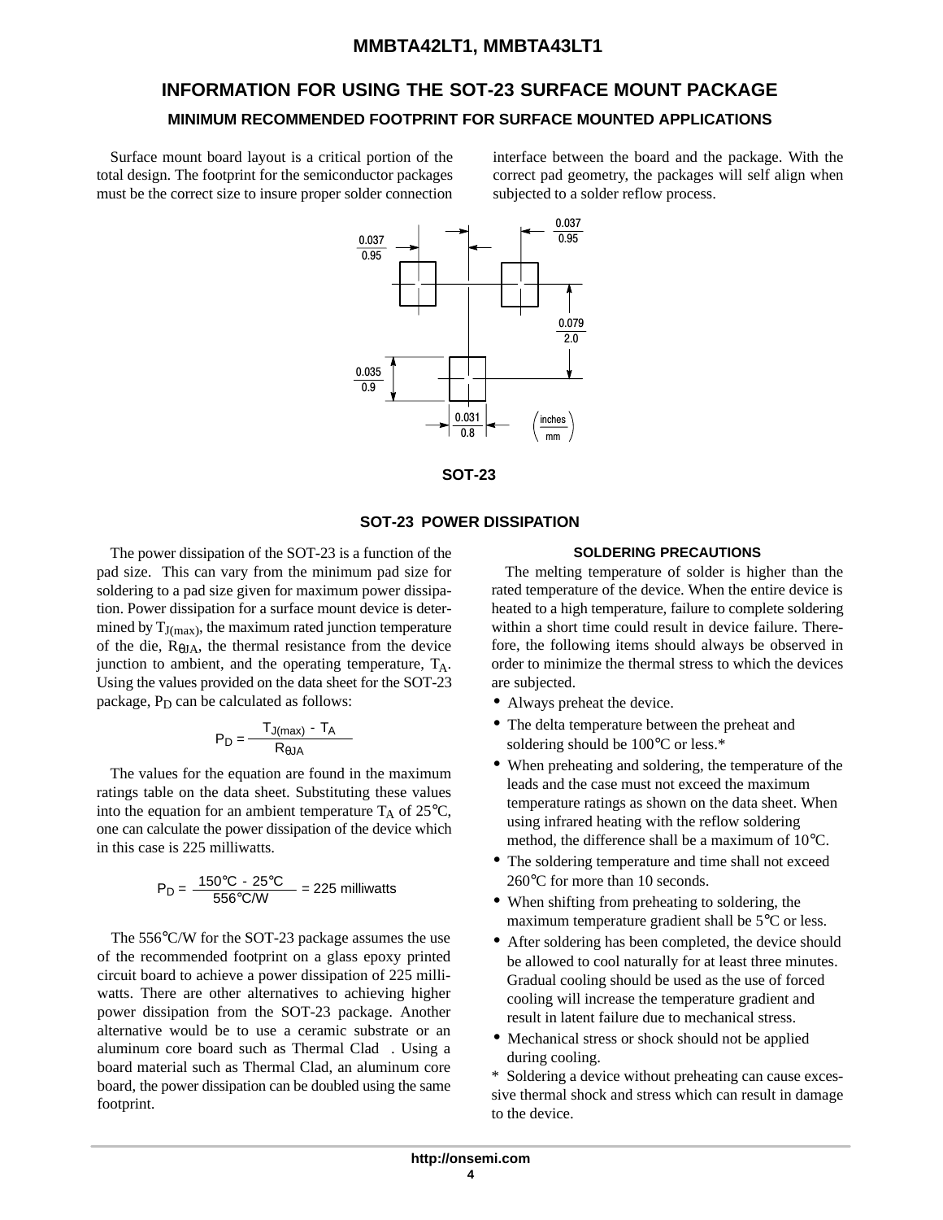## INFORMATION FOR USING THE SOT-23 SURFACE MOUNT PACKAGE

### MINIMUM RECOMMENDED FOOTPRINT FOR SURFACE MOUNTED APPLICATIONS

Surface mount board layout is a critical portion of the total design. The footprint for the semiconductor packages must be the correct size to insure proper solder connection interface between the board and the package. With the correct pad geometry, the packages will self align when subjected to a solder reflow process.

0.037 / 0.95

0.037 / 0.95

0.079 / 2.0

0.035 / 0.9

0.031 / 0.8

(inches / mm)

**SOT-23**

### SOT-23 POWER DISSIPATION

The power dissipation of the SOT-23 is a function of the pad size. This can vary from the minimum pad size for soldering to a pad size given for maximum power dissipation. Power dissipation for a surface mount device is determined by $T_{J(max)}$, the maximum rated junction temperature of the die, $R_{\theta JA}$, the thermal resistance from the device junction to ambient, and the operating temperature, $T_A$. Using the values provided on the data sheet for the SOT-23 package, $P_D$ can be calculated as follows:

$$P_D = \frac{T_{J(max)} - T_A}{R_{\theta JA}}$$

The values for the equation are found in the maximum ratings table on the data sheet. Substituting these values into the equation for an ambient temperature $T_A$ of 25°C, one can calculate the power dissipation of the device which in this case is 225 milliwatts.

$$P_D = \frac{150°C - 25°C}{556°C/W} = 225 \text{ milliwatts}$$

The 556°C/W for the SOT-23 package assumes the use of the recommended footprint on a glass epoxy printed circuit board to achieve a power dissipation of 225 milliwatts. There are other alternatives to achieving higher power dissipation from the SOT-23 package. Another alternative would be to use a ceramic substrate or an aluminum core board such as Thermal Clad . Using a board material such as Thermal Clad, an aluminum core board, the power dissipation can be doubled using the same footprint.

#### SOLDERING PRECAUTIONS

The melting temperature of solder is higher than the rated temperature of the device. When the entire device is heated to a high temperature, failure to complete soldering within a short time could result in device failure. Therefore, the following items should always be observed in order to minimize the thermal stress to which the devices are subjected.

- Always preheat the device.
- The delta temperature between the preheat and soldering should be 100°C or less.*
- When preheating and soldering, the temperature of the leads and the case must not exceed the maximum temperature ratings as shown on the data sheet. When using infrared heating with the reflow soldering method, the difference shall be a maximum of 10°C.
- The soldering temperature and time shall not exceed 260°C for more than 10 seconds.
- When shifting from preheating to soldering, the maximum temperature gradient shall be 5°C or less.
- After soldering has been completed, the device should be allowed to cool naturally for at least three minutes. Gradual cooling should be used as the use of forced cooling will increase the temperature gradient and result in latent failure due to mechanical stress.
- Mechanical stress or shock should not be applied during cooling.

* Soldering a device without preheating can cause excessive thermal shock and stress which can result in damage to the device.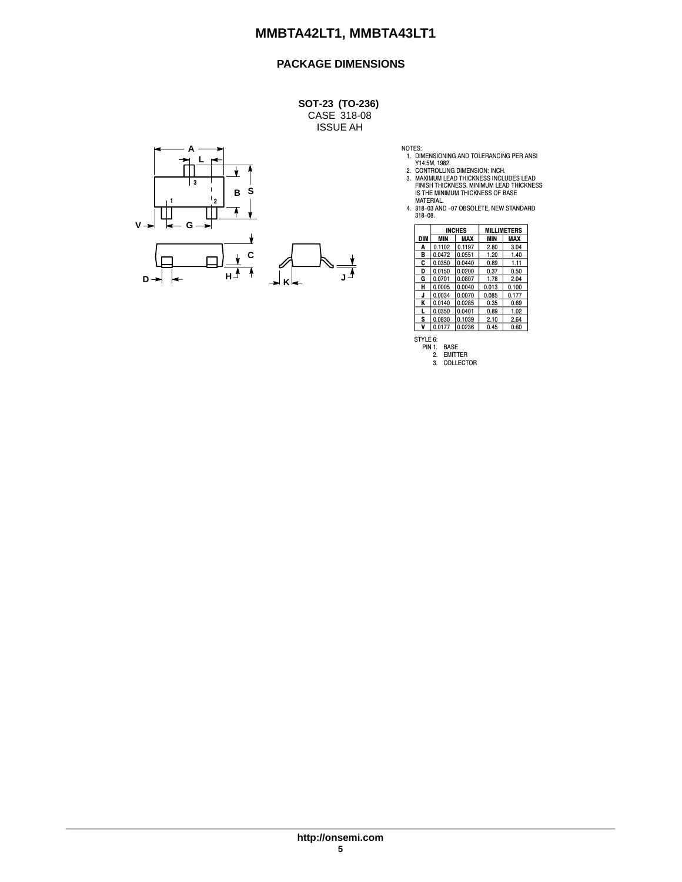## PACKAGE DIMENSIONS

**SOT-23 (TO-236)**
CASE 318-08
ISSUE AH

NOTES:
1. DIMENSIONING AND TOLERANCING PER ANSI Y14.5M, 1982.
2. CONTROLLING DIMENSION: INCH.
3. MAXIMUM LEAD THICKNESS INCLUDES LEAD FINISH THICKNESS. MINIMUM LEAD THICKNESS IS THE MINIMUM THICKNESS OF BASE MATERIAL.
4. 318-03 AND -07 OBSOLETE, NEW STANDARD 318-08.

| DIM | INCHES | | MILLIMETERS | |
|---|---|---|---|---|
| | MIN | MAX | MIN | MAX |
| A | 0.1102 | 0.1197 | 2.80 | 3.04 |
| B | 0.0472 | 0.0551 | 1.20 | 1.40 |
| C | 0.0350 | 0.0440 | 0.89 | 1.11 |
| D | 0.0150 | 0.0200 | 0.37 | 0.50 |
| G | 0.0701 | 0.0807 | 1.78 | 2.04 |
| H | 0.0005 | 0.0040 | 0.013 | 0.100 |
| J | 0.0034 | 0.0070 | 0.085 | 0.177 |
| K | 0.0140 | 0.0285 | 0.35 | 0.69 |
| L | 0.0350 | 0.0401 | 0.89 | 1.02 |
| S | 0.0830 | 0.1039 | 2.10 | 2.64 |
| V | 0.0177 | 0.0236 | 0.45 | 0.60 |

STYLE 6:
PIN 1. BASE
2. EMITTER
3. COLLECTOR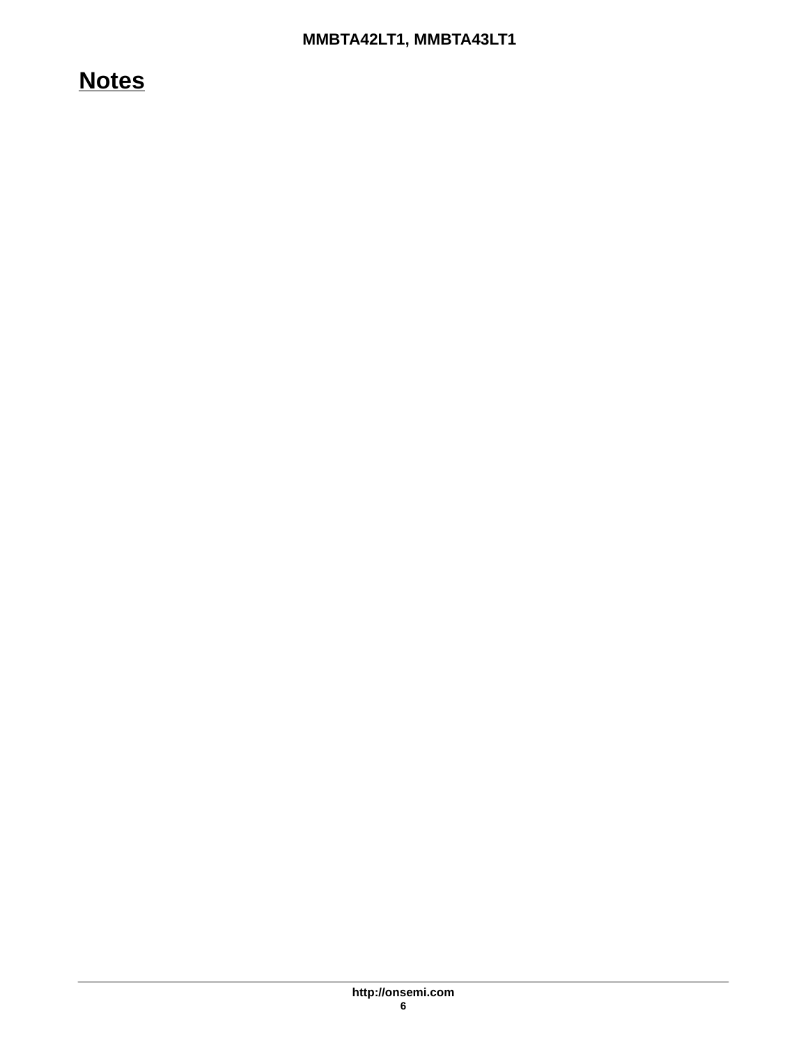# Notes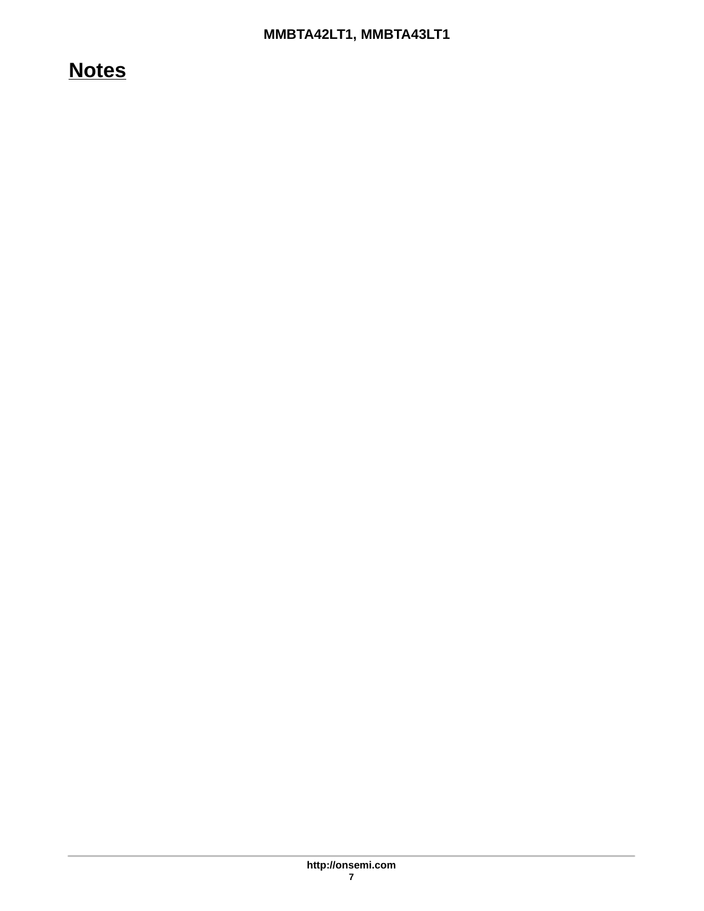# Notes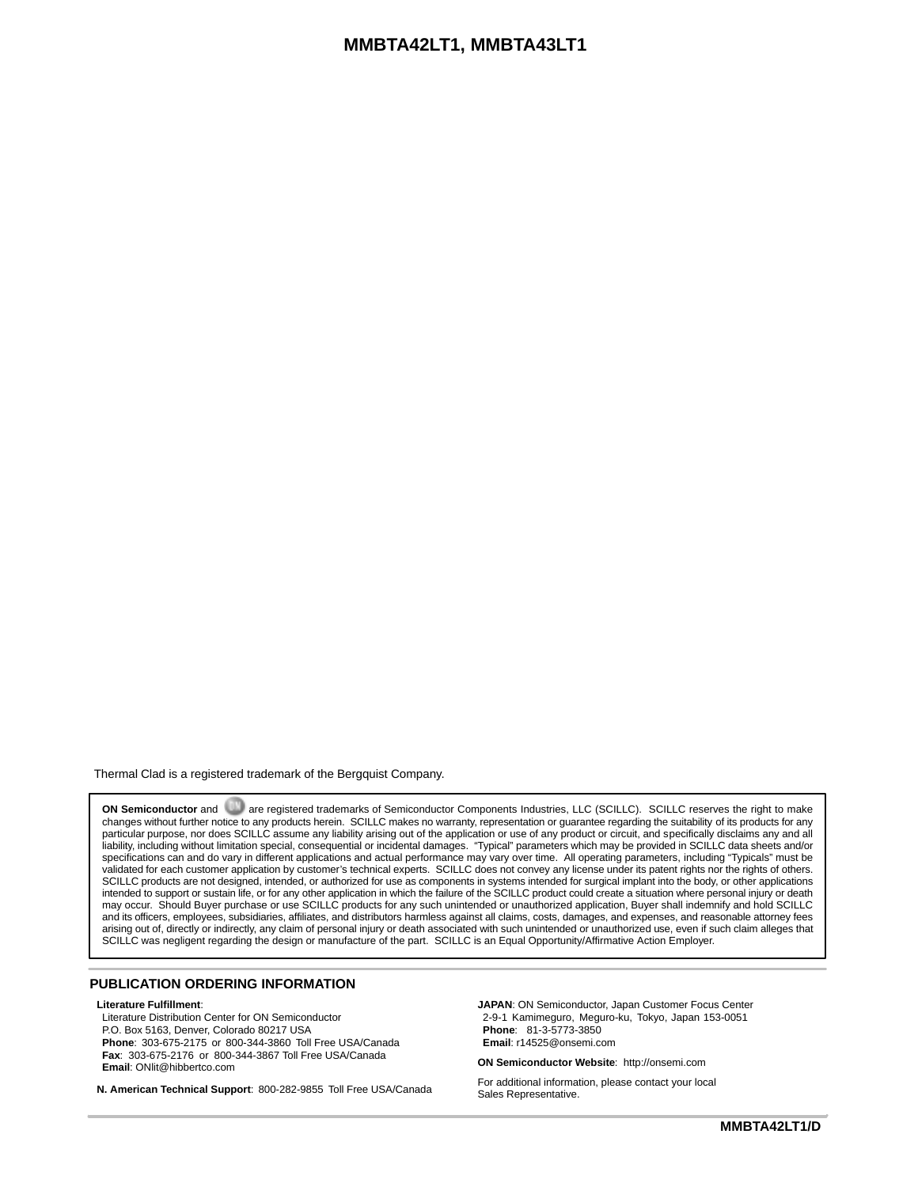Thermal Clad is a registered trademark of the Bergquist Company.

**ON Semiconductor** and ON are registered trademarks of Semiconductor Components Industries, LLC (SCILLC). SCILLC reserves the right to make changes without further notice to any products herein. SCILLC makes no warranty, representation or guarantee regarding the suitability of its products for any particular purpose, nor does SCILLC assume any liability arising out of the application or use of any product or circuit, and specifically disclaims any and all liability, including without limitation special, consequential or incidental damages. "Typical" parameters which may be provided in SCILLC data sheets and/or specifications can and do vary in different applications and actual performance may vary over time. All operating parameters, including "Typicals" must be validated for each customer application by customer's technical experts. SCILLC does not convey any license under its patent rights nor the rights of others. SCILLC products are not designed, intended, or authorized for use as components in systems intended for surgical implant into the body, or other applications intended to support or sustain life, or for any other application in which the failure of the SCILLC product could create a situation where personal injury or death may occur. Should Buyer purchase or use SCILLC products for any such unintended or unauthorized application, Buyer shall indemnify and hold SCILLC and its officers, employees, subsidiaries, affiliates, and distributors harmless against all claims, costs, damages, and expenses, and reasonable attorney fees arising out of, directly or indirectly, any claim of personal injury or death associated with such unintended or unauthorized use, even if such claim alleges that SCILLC was negligent regarding the design or manufacture of the part. SCILLC is an Equal Opportunity/Affirmative Action Employer.

## PUBLICATION ORDERING INFORMATION

**Literature Fulfillment**:
Literature Distribution Center for ON Semiconductor
P.O. Box 5163, Denver, Colorado 80217 USA
**Phone**: 303-675-2175 or 800-344-3860 Toll Free USA/Canada
**Fax**: 303-675-2176 or 800-344-3867 Toll Free USA/Canada
**Email**: ONlit@hibbertco.com

**N. American Technical Support**: 800-282-9855 Toll Free USA/Canada

**JAPAN**: ON Semiconductor, Japan Customer Focus Center
2-9-1 Kamimeguro, Meguro-ku, Tokyo, Japan 153-0051
**Phone**: 81-3-5773-3850
**Email**: r14525@onsemi.com

**ON Semiconductor Website**: http://onsemi.com

For additional information, please contact your local Sales Representative.

**MMBTA42LT1/D**